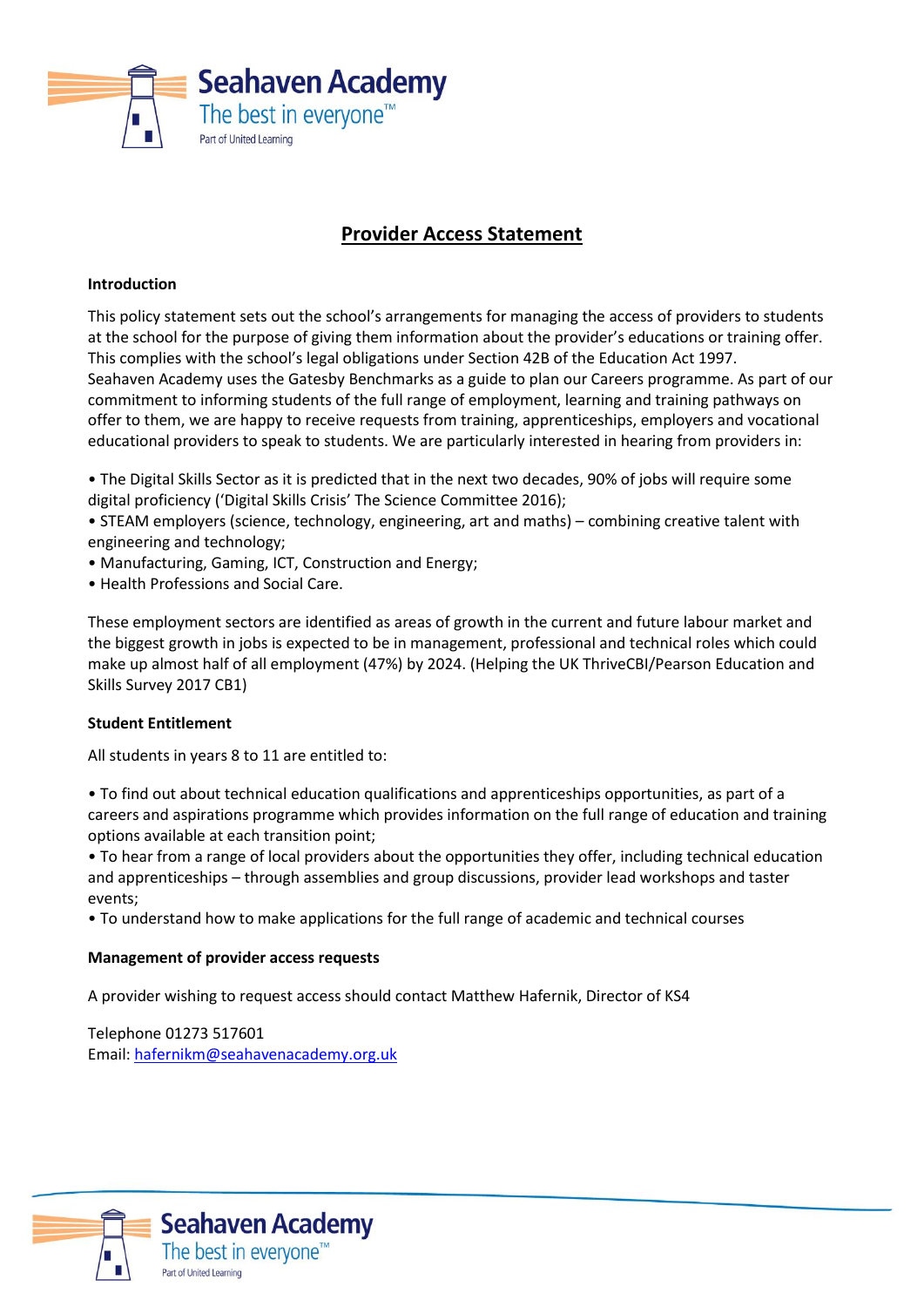# Seahaven Academy

The best in everyone™

Part of United Learning

## Provider Access Statement

### Introduction

This policy statement sets out the school's arrangements for managing the access of providers to students at the school for the purpose of giving them information about the provider's educations or training offer. This complies with the school's legal obligations under Section 42B of the Education Act 1997.
Seahaven Academy uses the Gatesby Benchmarks as a guide to plan our Careers programme. As part of our commitment to informing students of the full range of employment, learning and training pathways on offer to them, we are happy to receive requests from training, apprenticeships, employers and vocational educational providers to speak to students. We are particularly interested in hearing from providers in:

- The Digital Skills Sector as it is predicted that in the next two decades, 90% of jobs will require some digital proficiency ('Digital Skills Crisis' The Science Committee 2016);
- STEAM employers (science, technology, engineering, art and maths) – combining creative talent with engineering and technology;
- Manufacturing, Gaming, ICT, Construction and Energy;
- Health Professions and Social Care.

These employment sectors are identified as areas of growth in the current and future labour market and the biggest growth in jobs is expected to be in management, professional and technical roles which could make up almost half of all employment (47%) by 2024. (Helping the UK ThriveCBI/Pearson Education and Skills Survey 2017 CB1)

### Student Entitlement

All students in years 8 to 11 are entitled to:

- To find out about technical education qualifications and apprenticeships opportunities, as part of a careers and aspirations programme which provides information on the full range of education and training options available at each transition point;
- To hear from a range of local providers about the opportunities they offer, including technical education and apprenticeships – through assemblies and group discussions, provider lead workshops and taster events;
- To understand how to make applications for the full range of academic and technical courses

### Management of provider access requests

A provider wishing to request access should contact Matthew Hafernik, Director of KS4

Telephone 01273 517601
Email: hafernikm@seahavenacademy.org.uk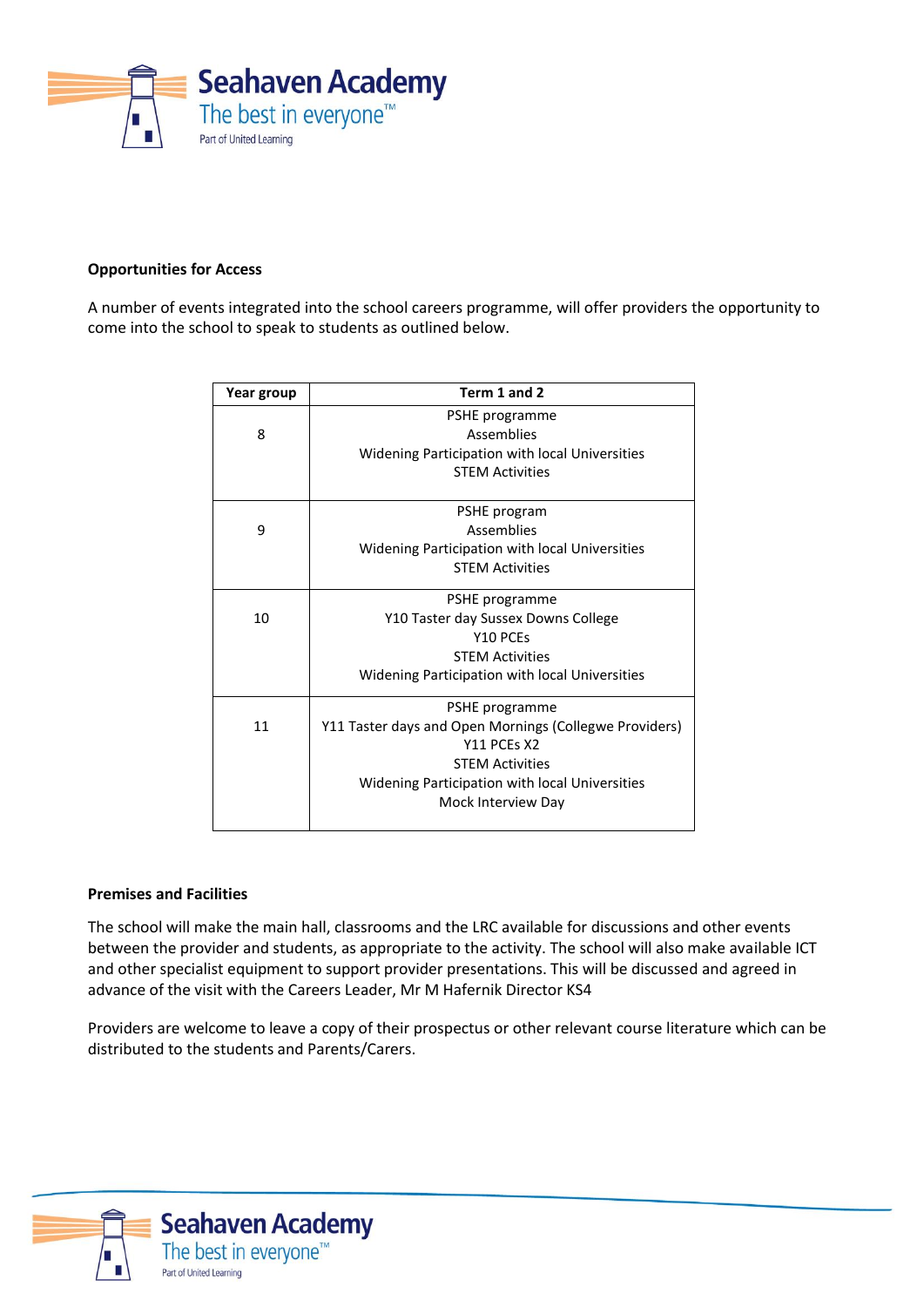**Opportunities for Access**

A number of events integrated into the school careers programme, will offer providers the opportunity to come into the school to speak to students as outlined below.

| Year group | Term 1 and 2 |
|---|---|
| 8 | PSHE programme<br>Assemblies<br>Widening Participation with local Universities<br>STEM Activities |
| 9 | PSHE program<br>Assemblies<br>Widening Participation with local Universities<br>STEM Activities |
| 10 | PSHE programme<br>Y10 Taster day Sussex Downs College<br>Y10 PCEs<br>STEM Activities<br>Widening Participation with local Universities |
| 11 | PSHE programme<br>Y11 Taster days and Open Mornings (Collegwe Providers)<br>Y11 PCEs X2<br>STEM Activities<br>Widening Participation with local Universities<br>Mock Interview Day |

**Premises and Facilities**

The school will make the main hall, classrooms and the LRC available for discussions and other events between the provider and students, as appropriate to the activity. The school will also make available ICT and other specialist equipment to support provider presentations. This will be discussed and agreed in advance of the visit with the Careers Leader, Mr M Hafernik Director KS4

Providers are welcome to leave a copy of their prospectus or other relevant course literature which can be distributed to the students and Parents/Carers.